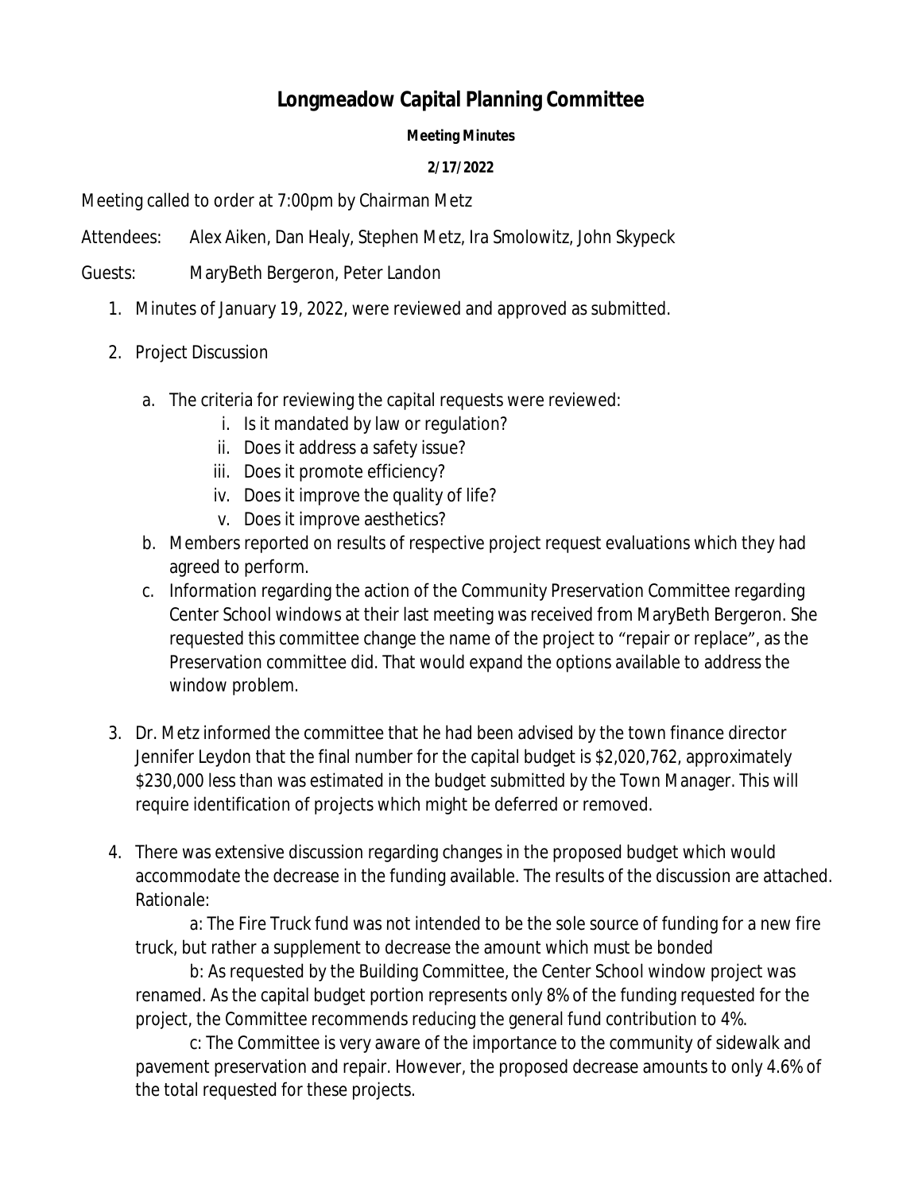# Longmeadow Capital Planning Committee

**Meeting Minutes**

**2/17/2022**

Meeting called to order at 7:00pm by Chairman Metz

Attendees: Alex Aiken, Dan Healy, Stephen Metz, Ira Smolowitz, John Skypeck

Guests: MaryBeth Bergeron, Peter Landon

1. Minutes of January 19, 2022, were reviewed and approved as submitted.

2. Project Discussion

    a. The criteria for reviewing the capital requests were reviewed:
        i. Is it mandated by law or regulation?
        ii. Does it address a safety issue?
        iii. Does it promote efficiency?
        iv. Does it improve the quality of life?
        v. Does it improve aesthetics?

    b. Members reported on results of respective project request evaluations which they had agreed to perform.

    c. Information regarding the action of the Community Preservation Committee regarding Center School windows at their last meeting was received from MaryBeth Bergeron. She requested this committee change the name of the project to "repair or replace", as the Preservation committee did. That would expand the options available to address the window problem.

3. Dr. Metz informed the committee that he had been advised by the town finance director Jennifer Leydon that the final number for the capital budget is $2,020,762, approximately $230,000 less than was estimated in the budget submitted by the Town Manager. This will require identification of projects which might be deferred or removed.

4. There was extensive discussion regarding changes in the proposed budget which would accommodate the decrease in the funding available. The results of the discussion are attached. Rationale:

    a: The Fire Truck fund was not intended to be the sole source of funding for a new fire truck, but rather a supplement to decrease the amount which must be bonded

    b: As requested by the Building Committee, the Center School window project was renamed. As the capital budget portion represents only 8% of the funding requested for the project, the Committee recommends reducing the general fund contribution to 4%.

    c: The Committee is very aware of the importance to the community of sidewalk and pavement preservation and repair. However, the proposed decrease amounts to only 4.6% of the total requested for these projects.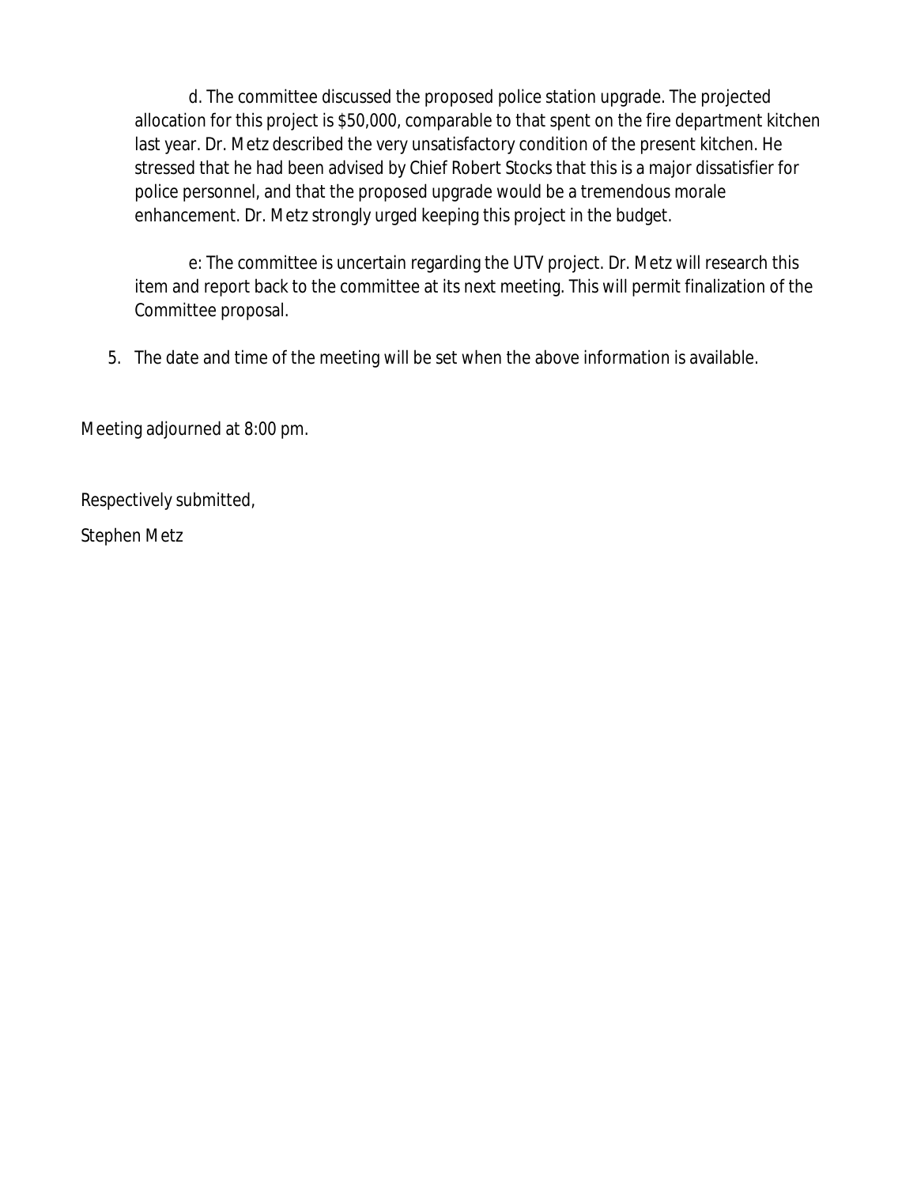d. The committee discussed the proposed police station upgrade. The projected allocation for this project is $50,000, comparable to that spent on the fire department kitchen last year. Dr. Metz described the very unsatisfactory condition of the present kitchen. He stressed that he had been advised by Chief Robert Stocks that this is a major dissatisfier for police personnel, and that the proposed upgrade would be a tremendous morale enhancement. Dr. Metz strongly urged keeping this project in the budget.

e: The committee is uncertain regarding the UTV project. Dr. Metz will research this item and report back to the committee at its next meeting. This will permit finalization of the Committee proposal.

5. The date and time of the meeting will be set when the above information is available.

Meeting adjourned at 8:00 pm.

Respectively submitted,

Stephen Metz